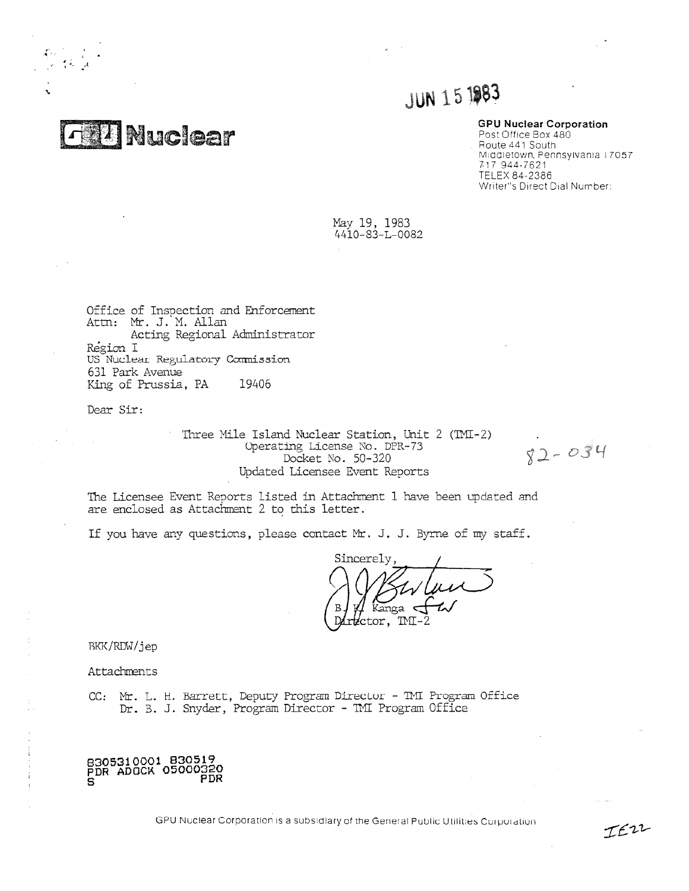JUN 15 1983

**GPU Nuclear**

**GPU Nuclear Corporation**
Post Office Box 480
Route 441 South
Middletown, Pennsylvania 17057
717 944-7621
TELEX 84-2386
Writer's Direct Dial Number:

May 19, 1983
4410-83-L-0082

Office of Inspection and Enforcement
Attn: Mr. J. M. Allan
Acting Regional Administrator
Region I
US Nuclear Regulatory Commission
631 Park Avenue
King of Prussia, PA 19406

Dear Sir:

Three Mile Island Nuclear Station, Unit 2 (TMI-2)
Operating License No. DPR-73
Docket No. 50-320
Updated Licensee Event Reports

82-034

The Licensee Event Reports listed in Attachment 1 have been updated and are enclosed as Attachment 2 to this letter.

If you have any questions, please contact Mr. J. J. Byrne of my staff.

Sincerely,

B. K. Kanga
Director, TMI-2

BKK/RDW/jep

Attachments

CC: Mr. L. H. Barrett, Deputy Program Director - TMI Program Office
Dr. B. J. Snyder, Program Director - TMI Program Office

8305310001 830519
PDR ADOCK 05000320
S PDR

GPU Nuclear Corporation is a subsidiary of the General Public Utilities Corporation

IE22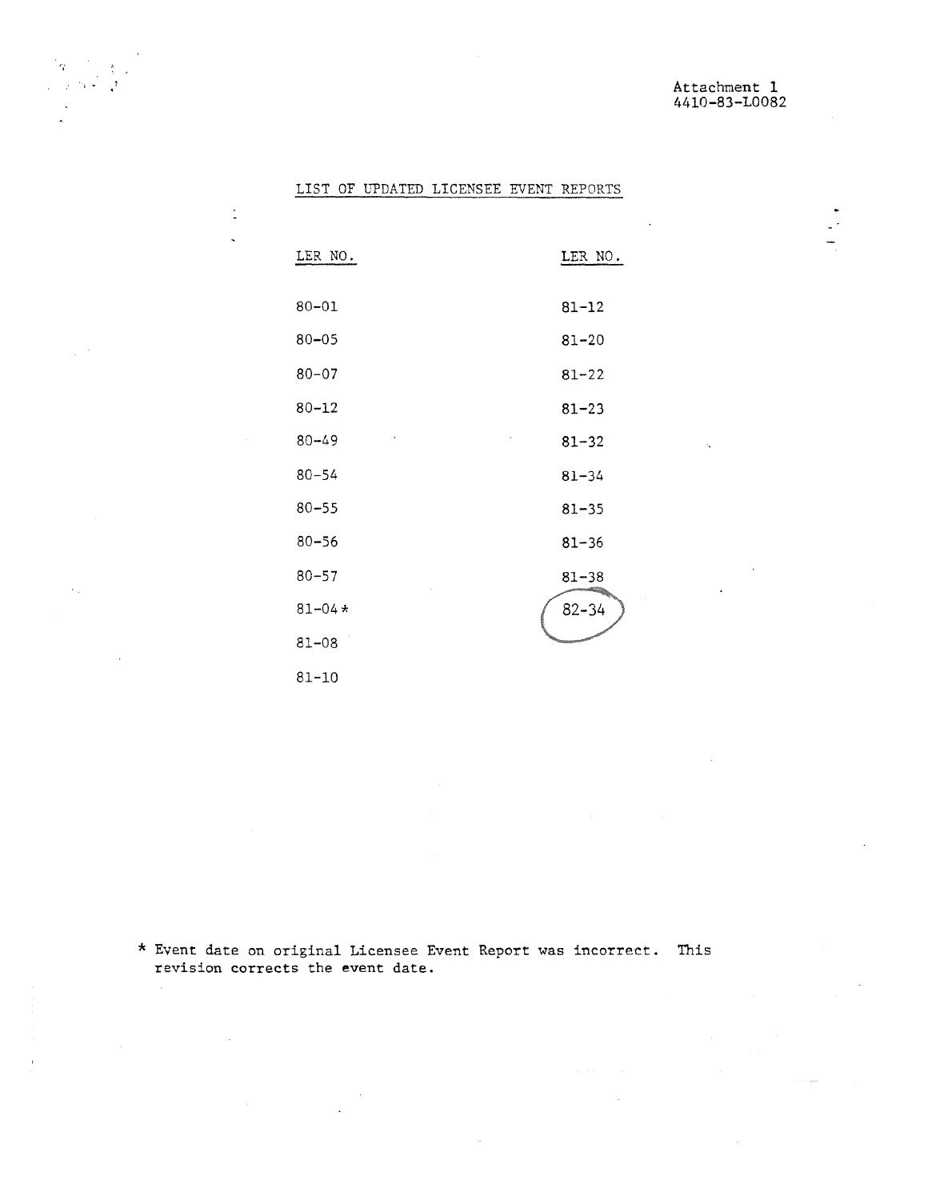Attachment 1
4410-83-L0082

# LIST OF UPDATED LICENSEE EVENT REPORTS

| LER NO. | LER NO. |
|---|---|
| 80-01 | 81-12 |
| 80-05 | 81-20 |
| 80-07 | 81-22 |
| 80-12 | 81-23 |
| 80-49 | 81-32 |
| 80-54 | 81-34 |
| 80-55 | 81-35 |
| 80-56 | 81-36 |
| 80-57 | 81-38 |
| 81-04 * | 82-34 |
| 81-08 | |
| 81-10 | |

* Event date on original Licensee Event Report was incorrect. This revision corrects the event date.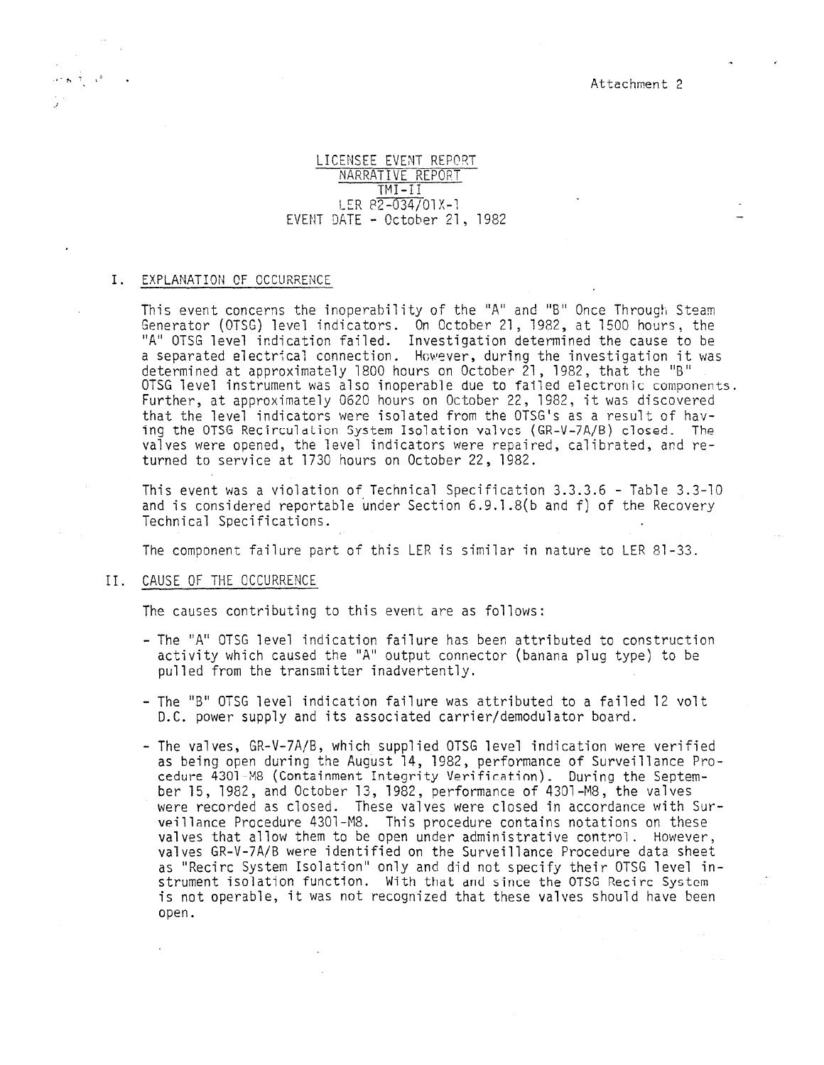Attachment 2

LICENSEE EVENT REPORT
NARRATIVE REPORT
TMI-II
LER 82-034/01X-1
EVENT DATE - October 21, 1982

## I. EXPLANATION OF OCCURRENCE

This event concerns the inoperability of the "A" and "B" Once Through Steam Generator (OTSG) level indicators. On October 21, 1982, at 1500 hours, the "A" OTSG level indication failed. Investigation determined the cause to be a separated electrical connection. However, during the investigation it was determined at approximately 1800 hours on October 21, 1982, that the "B" OTSG level instrument was also inoperable due to failed electronic components. Further, at approximately 0620 hours on October 22, 1982, it was discovered that the level indicators were isolated from the OTSG's as a result of having the OTSG Recirculation System Isolation valves (GR-V-7A/B) closed. The valves were opened, the level indicators were repaired, calibrated, and returned to service at 1730 hours on October 22, 1982.

This event was a violation of Technical Specification 3.3.3.6 - Table 3.3-10 and is considered reportable under Section 6.9.1.8(b and f) of the Recovery Technical Specifications.

The component failure part of this LER is similar in nature to LER 81-33.

## II. CAUSE OF THE OCCURRENCE

The causes contributing to this event are as follows:

- The "A" OTSG level indication failure has been attributed to construction activity which caused the "A" output connector (banana plug type) to be pulled from the transmitter inadvertently.
- The "B" OTSG level indication failure was attributed to a failed 12 volt D.C. power supply and its associated carrier/demodulator board.
- The valves, GR-V-7A/B, which supplied OTSG level indication were verified as being open during the August 14, 1982, performance of Surveillance Procedure 4301-M8 (Containment Integrity Verification). During the September 15, 1982, and October 13, 1982, performance of 4301-M8, the valves were recorded as closed. These valves were closed in accordance with Surveillance Procedure 4301-M8. This procedure contains notations on these valves that allow them to be open under administrative control. However, valves GR-V-7A/B were identified on the Surveillance Procedure data sheet as "Recirc System Isolation" only and did not specify their OTSG level instrument isolation function. With that and since the OTSG Recirc System is not operable, it was not recognized that these valves should have been open.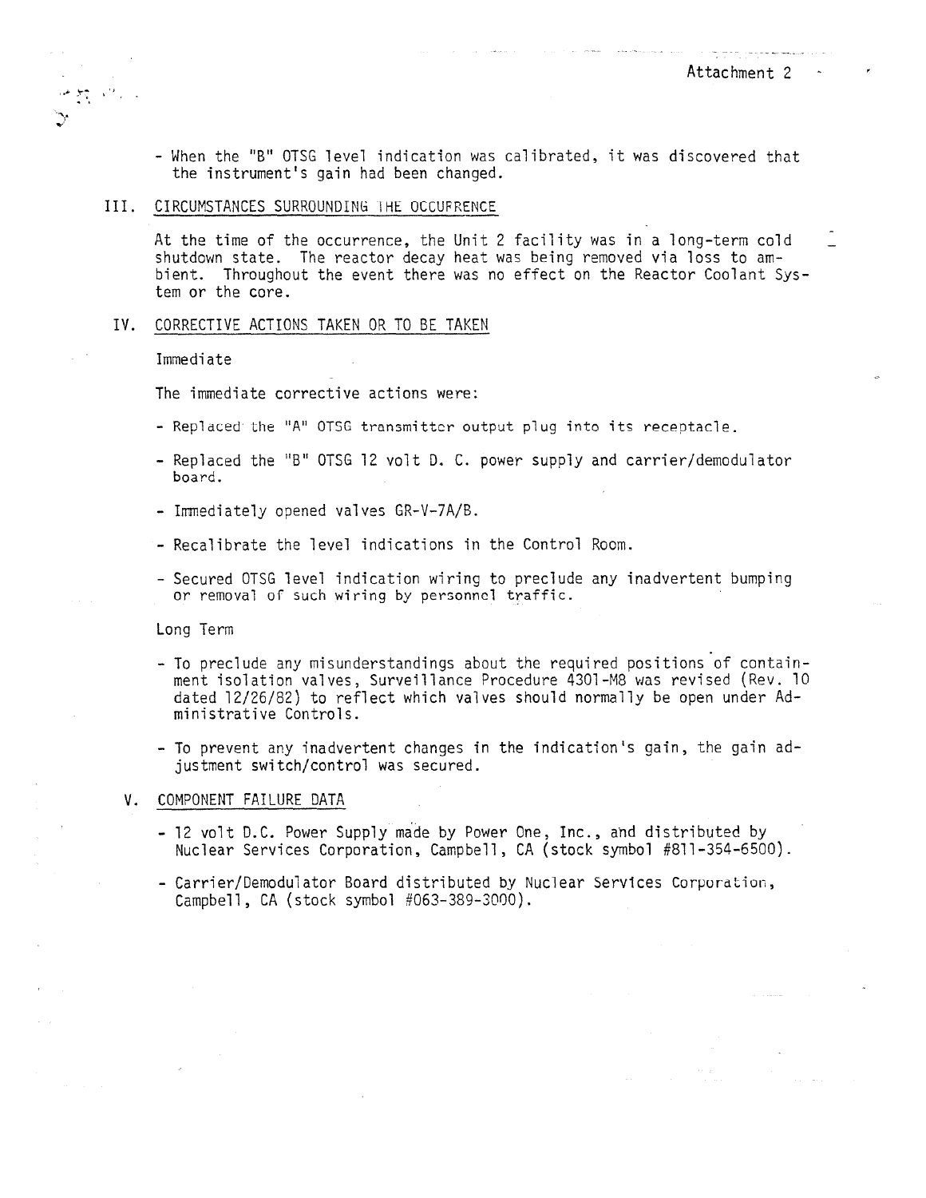Attachment 2

- When the "B" OTSG level indication was calibrated, it was discovered that the instrument's gain had been changed.

## III. CIRCUMSTANCES SURROUNDING THE OCCURRENCE

At the time of the occurrence, the Unit 2 facility was in a long-term cold shutdown state. The reactor decay heat was being removed via loss to ambient. Throughout the event there was no effect on the Reactor Coolant System or the core.

## IV. CORRECTIVE ACTIONS TAKEN OR TO BE TAKEN

Immediate

The immediate corrective actions were:

- Replaced the "A" OTSG transmitter output plug into its receptacle.
- Replaced the "B" OTSG 12 volt D. C. power supply and carrier/demodulator board.
- Immediately opened valves GR-V-7A/B.
- Recalibrate the level indications in the Control Room.
- Secured OTSG level indication wiring to preclude any inadvertent bumping or removal of such wiring by personnel traffic.

Long Term

- To preclude any misunderstandings about the required positions of containment isolation valves, Surveillance Procedure 4301-M8 was revised (Rev. 10 dated 12/26/82) to reflect which valves should normally be open under Administrative Controls.
- To prevent any inadvertent changes in the indication's gain, the gain adjustment switch/control was secured.

## V. COMPONENT FAILURE DATA

- 12 volt D.C. Power Supply made by Power One, Inc., and distributed by Nuclear Services Corporation, Campbell, CA (stock symbol #811-354-6500).
- Carrier/Demodulator Board distributed by Nuclear Services Corporation, Campbell, CA (stock symbol #063-389-3000).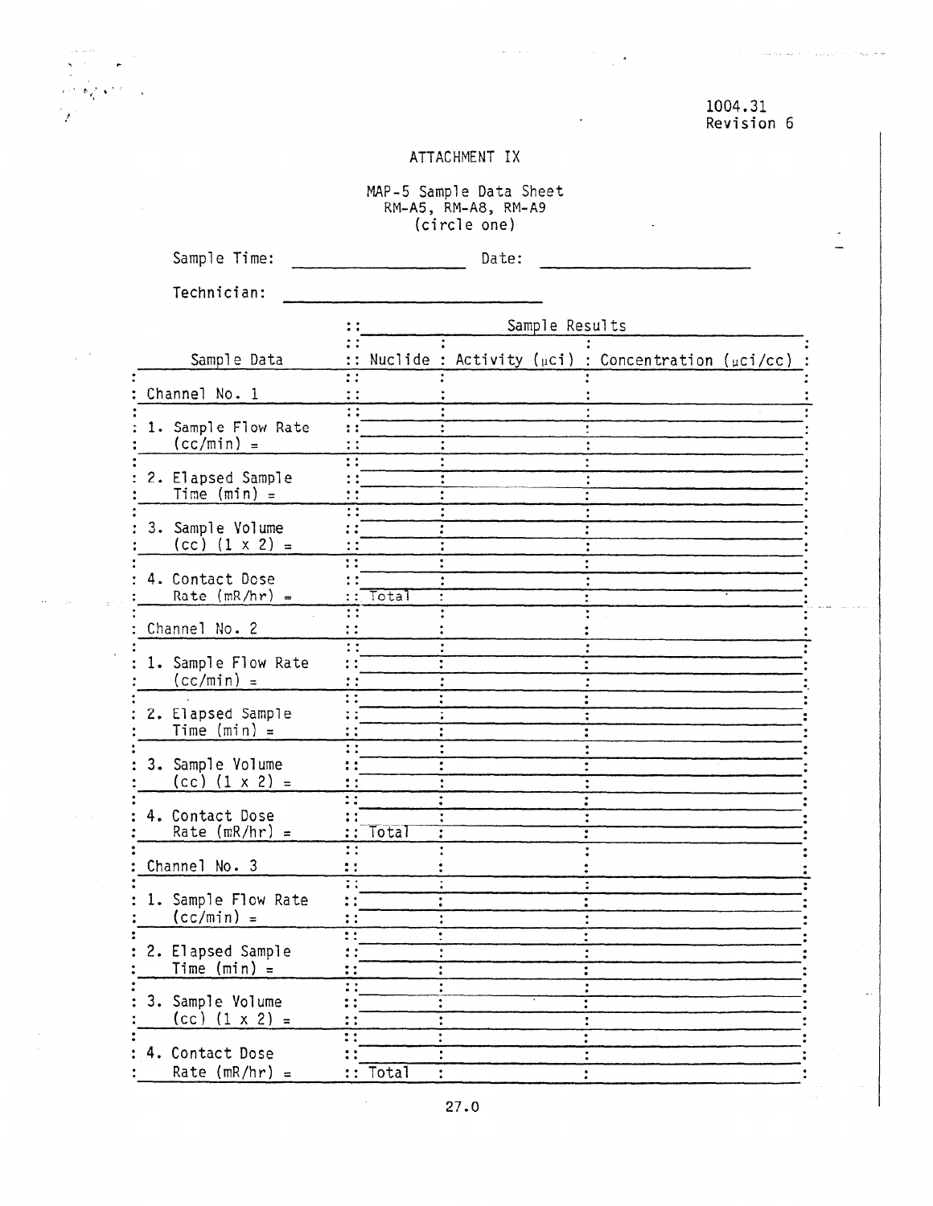1004.31
Revision 6

# ATTACHMENT IX

MAP-5 Sample Data Sheet
RM-A5, RM-A8, RM-A9
(circle one)

Sample Time: ____________________ Date: ____________________

Technician: ____________________

| Sample Data | Sample Results | | |
|---|---|---|---|
| | Nuclide | Activity (μci) | Concentration (μci/cc) |
| Channel No. 1 | | | |
| 1. Sample Flow Rate (cc/min) = | | | |
| 2. Elapsed Sample Time (min) = | | | |
| 3. Sample Volume (cc) (1 x 2) = | | | |
| 4. Contact Dose Rate (mR/hr) = | Total | | |
| Channel No. 2 | | | |
| 1. Sample Flow Rate (cc/min) = | | | |
| 2. Elapsed Sample Time (min) = | | | |
| 3. Sample Volume (cc) (1 x 2) = | | | |
| 4. Contact Dose Rate (mR/hr) = | Total | | |
| Channel No. 3 | | | |
| 1. Sample Flow Rate (cc/min) = | | | |
| 2. Elapsed Sample Time (min) = | | | |
| 3. Sample Volume (cc) (1 x 2) = | | | |
| 4. Contact Dose Rate (mR/hr) = | Total | | |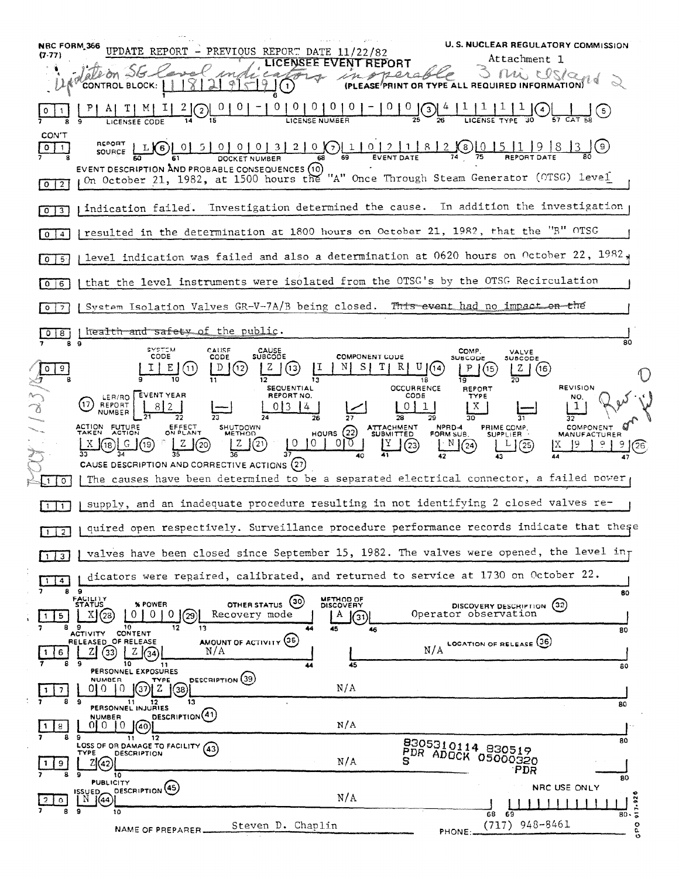NRC FORM 366 (7-77)

UPDATE REPORT - PREVIOUS REPORT DATE 11/22/82

U. S. NUCLEAR REGULATORY COMMISSION

Attachment 1

**LICENSEE EVENT REPORT**

Update on SG level indicators inoperable 3 mi Island 2

CONTROL BLOCK: 1 1 8 2 9 5 9 (1) (PLEASE PRINT OR TYPE ALL REQUIRED INFORMATION)

| | | | |
|---|---|---|---|
| 0 1 | P A T M I 2 (2) | 0 0 - 0 0 0 0 0 - 0 0 (3) | 4 1 1 1 1 (4) (5) |
| | LICENSEE CODE | LICENSE NUMBER | LICENSE TYPE / CAT |

CON'T

| | | | | | |
|---|---|---|---|---|---|
| 0 1 | REPORT SOURCE L (6) | 0 5 0 0 0 3 2 0 (7) | 1 0 2 1 8 2 (8) | 0 5 1 9 8 3 (9) |
| | | DOCKET NUMBER | EVENT DATE | REPORT DATE |

EVENT DESCRIPTION AND PROBABLE CONSEQUENCES (10)

0 2 On October 21, 1982, at 1500 hours the "A" Once Through Steam Generator (OTSG) level
0 3 indication failed. Investigation determined the cause. In addition the investigation
0 4 resulted in the determination at 1800 hours on October 21, 1982, that the "B" OTSG
0 5 level indication was failed and also a determination at 0620 hours on October 22, 1982,
0 6 that the level instruments were isolated from the OTSG's by the OTSG Recirculation
0 7 System Isolation Valves GR-V-7A/B being closed. ~~This event had no impact on the~~
0 8 ~~health and safety of the public.~~

| | SYSTEM CODE | CAUSE CODE | CAUSE SUBCODE | COMPONENT CODE | COMP. SUBCODE | VALVE SUBCODE |
|---|---|---|---|---|---|---|
| 0 9 | I E (11) | D (12) | Z (13) | I N S T R U (14) | P (15) | Z (16) |

| (17) LER/RO REPORT NUMBER | EVENT YEAR | | SEQUENTIAL REPORT NO. | | OCCURRENCE CODE | REPORT TYPE | | REVISION NO. |
|---|---|---|---|---|---|---|---|---|
| | 8 2 | — | 0 3 4 | / | 0 1 | X | — | 1 |

| ACTION TAKEN | FUTURE ACTION | EFFECT ON PLANT | SHUTDOWN METHOD | HOURS (22) | ATTACHMENT SUBMITTED | NPRD-4 FORM SUB. | PRIME COMP. SUPPLIER | COMPONENT MANUFACTURER |
|---|---|---|---|---|---|---|---|---|
| X (18) | G (19) | Z (20) | Z (21) | 0 0 0 0 | Y (23) | N (24) | L (25) | X 9 9 9 (26) |

CAUSE DESCRIPTION AND CORRECTIVE ACTIONS (27)

1 0 The causes have been determined to be a separated electrical connector, a failed power
1 1 supply, and an inadequate procedure resulting in not identifying 2 closed valves re-
1 2 quired open respectively. Surveillance procedure performance records indicate that these
1 3 valves have been closed since September 15, 1982. The valves were opened, the level in-
1 4 dicators were repaired, calibrated, and returned to service at 1730 on October 22.

| | FACILITY STATUS | % POWER | OTHER STATUS (30) | METHOD OF DISCOVERY | DISCOVERY DESCRIPTION (32) |
|---|---|---|---|---|---|
| 1 5 | X (28) | 0 0 0 (29) | Recovery mode | A (31) | Operator observation |

| | ACTIVITY RELEASED OF RELEASE | CONTENT | AMOUNT OF ACTIVITY (35) | LOCATION OF RELEASE (36) |
|---|---|---|---|---|
| 1 6 | Z (33) | Z (34) | N/A | N/A |

PERSONNEL EXPOSURES

| | NUMBER | TYPE | DESCRIPTION (39) |
|---|---|---|---|
| 1 7 | 0 0 0 (37) | Z (38) | N/A |

PERSONNEL INJURIES

| | NUMBER | DESCRIPTION (41) |
|---|---|---|
| 1 8 | 0 0 0 (40) | N/A |

LOSS OF OR DAMAGE TO FACILITY (43)

| | TYPE | DESCRIPTION |
|---|---|---|
| 1 9 | Z (42) | N/A |

8305310114 830519
PDR ADOCK 05000320
S PDR

PUBLICITY

| | ISSUED | DESCRIPTION (45) |
|---|---|---|
| 2 0 | N (44) | N/A |

NRC USE ONLY

NAME OF PREPARER Steven D. Chaplin PHONE: (717) 948-8461

GPO 917-926